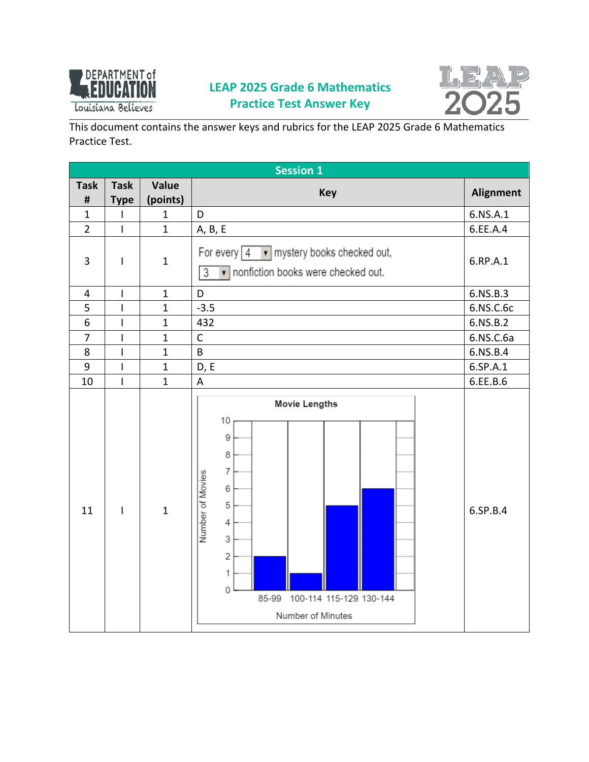# LEAP 2025 Grade 6 Mathematics Practice Test Answer Key

This document contains the answer keys and rubrics for the LEAP 2025 Grade 6 Mathematics Practice Test.

| Session 1 | | | | |
|---|---|---|---|---|
| **Task #** | **Task Type** | **Value (points)** | **Key** | **Alignment** |
| 1 | I | 1 | D | 6.NS.A.1 |
| 2 | I | 1 | A, B, E | 6.EE.A.4 |
| 3 | I | 1 | For every [4] mystery books checked out, [3] nonfiction books were checked out. | 6.RP.A.1 |
| 4 | I | 1 | D | 6.NS.B.3 |
| 5 | I | 1 | -3.5 | 6.NS.C.6c |
| 6 | I | 1 | 432 | 6.NS.B.2 |
| 7 | I | 1 | C | 6.NS.C.6a |
| 8 | I | 1 | B | 6.NS.B.4 |
| 9 | I | 1 | D, E | 6.SP.A.1 |
| 10 | I | 1 | A | 6.EE.B.6 |
| 11 | I | 1 | Movie Lengths (histogram; Number of Minutes vs. Number of Movies): 85-99: 2; 100-114: 1; 115-129: 5; 130-144: 6 | 6.SP.B.4 |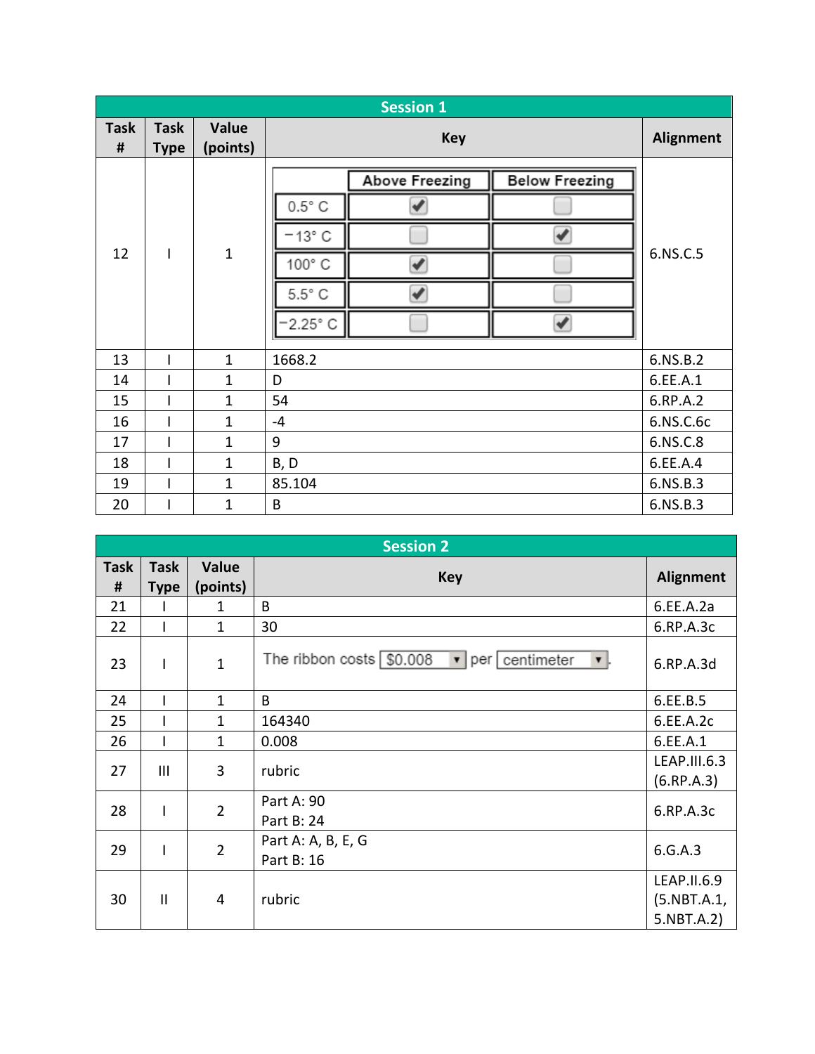| Session 1 | | | | |
|---|---|---|---|---|
| Task # | Task Type | Value (points) | Key | Alignment |
| 12 | I | 1 | 0.5° C: Above Freezing ✔; −13° C: Below Freezing ✔; 100° C: Above Freezing ✔; 5.5° C: Above Freezing ✔; −2.25° C: Below Freezing ✔ | 6.NS.C.5 |
| 13 | I | 1 | 1668.2 | 6.NS.B.2 |
| 14 | I | 1 | D | 6.EE.A.1 |
| 15 | I | 1 | 54 | 6.RP.A.2 |
| 16 | I | 1 | -4 | 6.NS.C.6c |
| 17 | I | 1 | 9 | 6.NS.C.8 |
| 18 | I | 1 | B, D | 6.EE.A.4 |
| 19 | I | 1 | 85.104 | 6.NS.B.3 |
| 20 | I | 1 | B | 6.NS.B.3 |

| Session 2 | | | | |
|---|---|---|---|---|
| Task # | Task Type | Value (points) | Key | Alignment |
| 21 | I | 1 | B | 6.EE.A.2a |
| 22 | I | 1 | 30 | 6.RP.A.3c |
| 23 | I | 1 | The ribbon costs $0.008 per centimeter. | 6.RP.A.3d |
| 24 | I | 1 | B | 6.EE.B.5 |
| 25 | I | 1 | 164340 | 6.EE.A.2c |
| 26 | I | 1 | 0.008 | 6.EE.A.1 |
| 27 | III | 3 | rubric | LEAP.III.6.3 (6.RP.A.3) |
| 28 | I | 2 | Part A: 90<br>Part B: 24 | 6.RP.A.3c |
| 29 | I | 2 | Part A: A, B, E, G<br>Part B: 16 | 6.G.A.3 |
| 30 | II | 4 | rubric | LEAP.II.6.9 (5.NBT.A.1, 5.NBT.A.2) |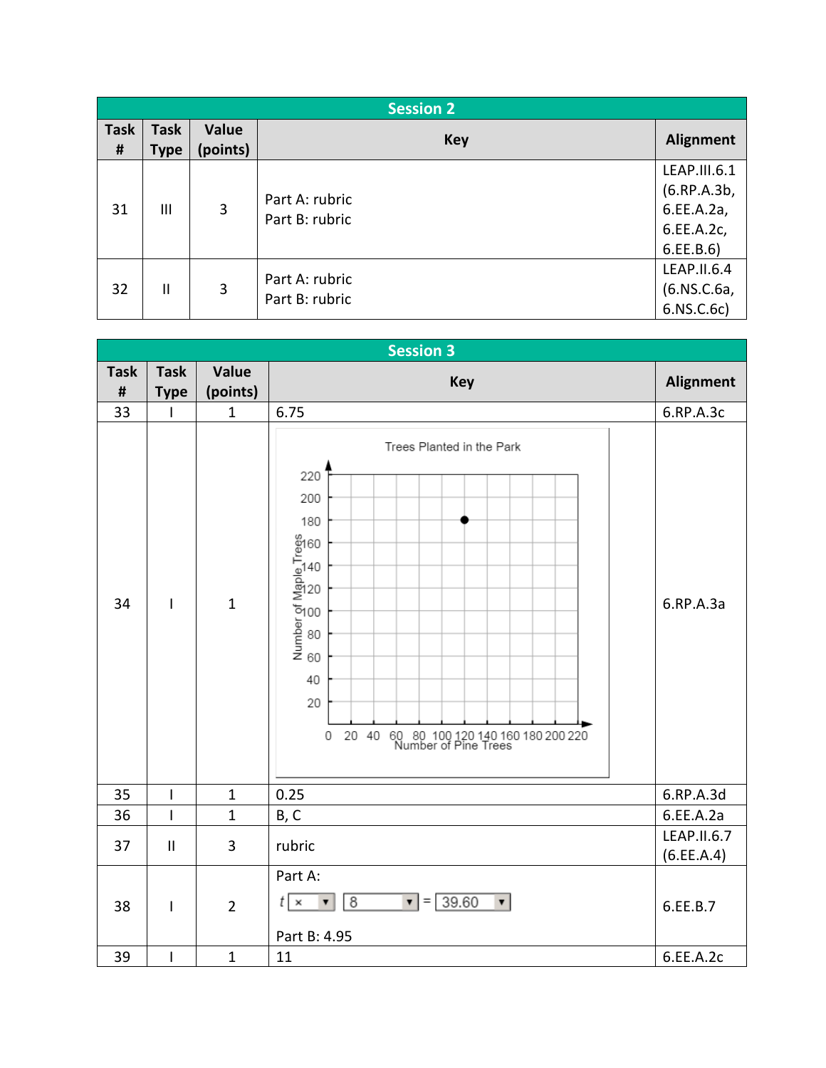| Session 2 | | | | |
|---|---|---|---|---|
| **Task #** | **Task Type** | **Value (points)** | **Key** | **Alignment** |
| 31 | III | 3 | Part A: rubric<br>Part B: rubric | LEAP.III.6.1 (6.RP.A.3b, 6.EE.A.2a, 6.EE.A.2c, 6.EE.B.6) |
| 32 | II | 3 | Part A: rubric<br>Part B: rubric | LEAP.II.6.4 (6.NS.C.6a, 6.NS.C.6c) |

| Session 3 | | | | |
|---|---|---|---|---|
| **Task #** | **Task Type** | **Value (points)** | **Key** | **Alignment** |
| 33 | I | 1 | 6.75 | 6.RP.A.3c |
| 34 | I | 1 | Trees Planted in the Park (graph: Number of Pine Trees on the horizontal axis, 0–220; Number of Maple Trees on the vertical axis, 0–220; point plotted at (120, 180)) | 6.RP.A.3a |
| 35 | I | 1 | 0.25 | 6.RP.A.3d |
| 36 | I | 1 | B, C | 6.EE.A.2a |
| 37 | II | 3 | rubric | LEAP.II.6.7 (6.EE.A.4) |
| 38 | I | 2 | Part A: $t \times 8 = 39.60$<br>Part B: 4.95 | 6.EE.B.7 |
| 39 | I | 1 | 11 | 6.EE.A.2c |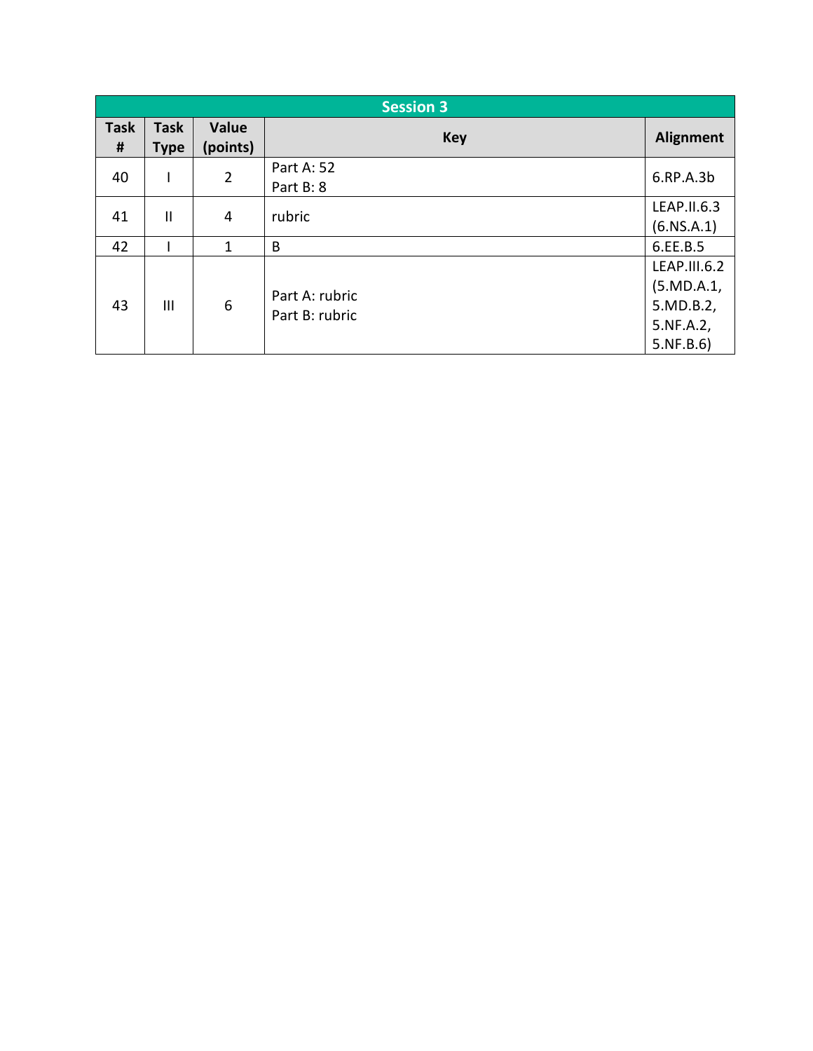| Session 3 | | | | |
|---|---|---|---|---|
| **Task #** | **Task Type** | **Value (points)** | **Key** | **Alignment** |
| 40 | I | 2 | Part A: 52<br>Part B: 8 | 6.RP.A.3b |
| 41 | II | 4 | rubric | LEAP.II.6.3 (6.NS.A.1) |
| 42 | I | 1 | B | 6.EE.B.5 |
| 43 | III | 6 | Part A: rubric<br>Part B: rubric | LEAP.III.6.2 (5.MD.A.1, 5.MD.B.2, 5.NF.A.2, 5.NF.B.6) |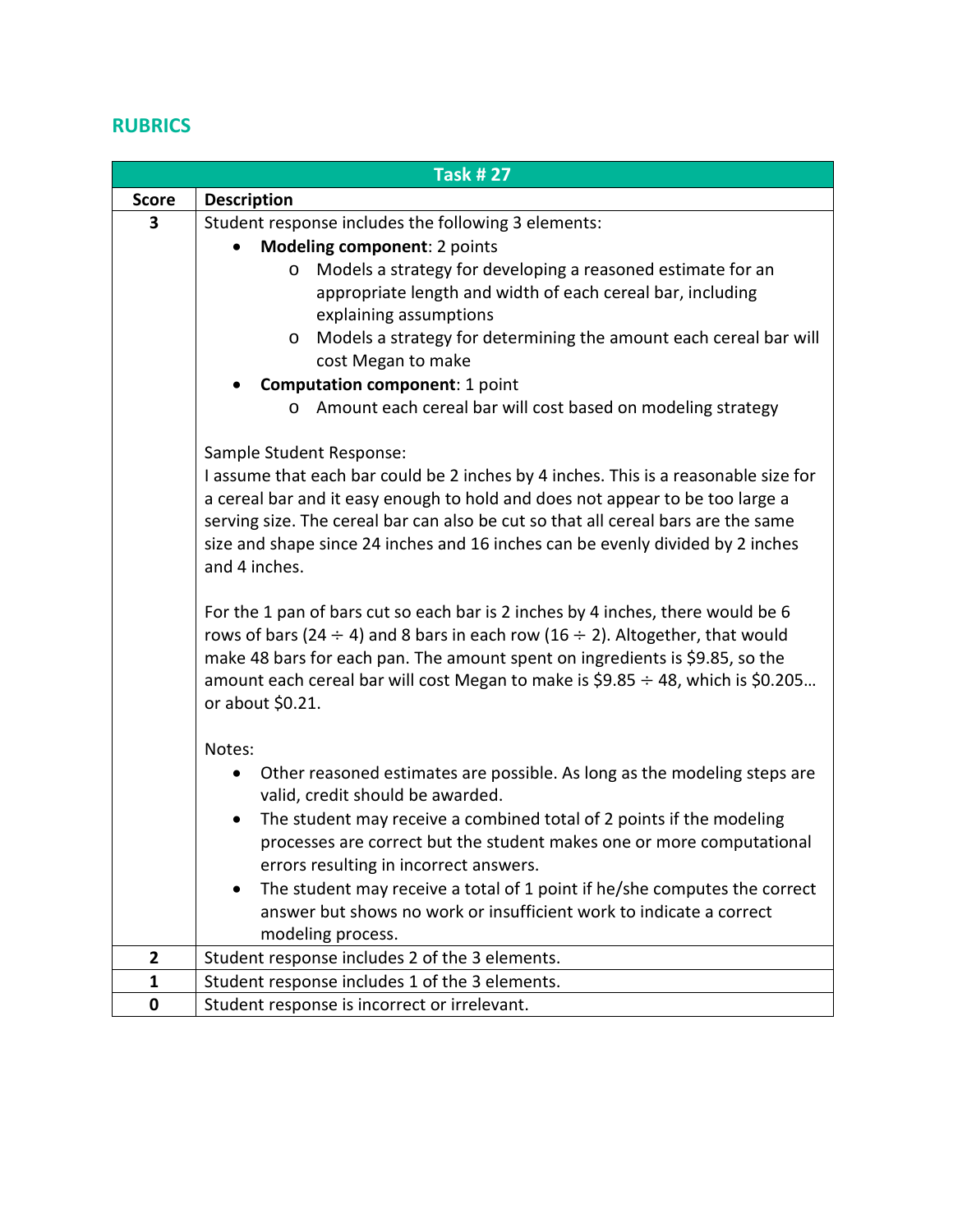## RUBRICS

| Task # 27 | |
|---|---|
| **Score** | **Description** |
| **3** | Student response includes the following 3 elements:<br>• **Modeling component**: 2 points<br>  o Models a strategy for developing a reasoned estimate for an appropriate length and width of each cereal bar, including explaining assumptions<br>  o Models a strategy for determining the amount each cereal bar will cost Megan to make<br>• **Computation component**: 1 point<br>  o Amount each cereal bar will cost based on modeling strategy<br><br>Sample Student Response:<br>I assume that each bar could be 2 inches by 4 inches. This is a reasonable size for a cereal bar and it easy enough to hold and does not appear to be too large a serving size. The cereal bar can also be cut so that all cereal bars are the same size and shape since 24 inches and 16 inches can be evenly divided by 2 inches and 4 inches.<br><br>For the 1 pan of bars cut so each bar is 2 inches by 4 inches, there would be 6 rows of bars (24 ÷ 4) and 8 bars in each row (16 ÷ 2). Altogether, that would make 48 bars for each pan. The amount spent on ingredients is \$9.85, so the amount each cereal bar will cost Megan to make is \$9.85 ÷ 48, which is \$0.205… or about \$0.21.<br><br>Notes:<br>• Other reasoned estimates are possible. As long as the modeling steps are valid, credit should be awarded.<br>• The student may receive a combined total of 2 points if the modeling processes are correct but the student makes one or more computational errors resulting in incorrect answers.<br>• The student may receive a total of 1 point if he/she computes the correct answer but shows no work or insufficient work to indicate a correct modeling process. |
| **2** | Student response includes 2 of the 3 elements. |
| **1** | Student response includes 1 of the 3 elements. |
| **0** | Student response is incorrect or irrelevant. |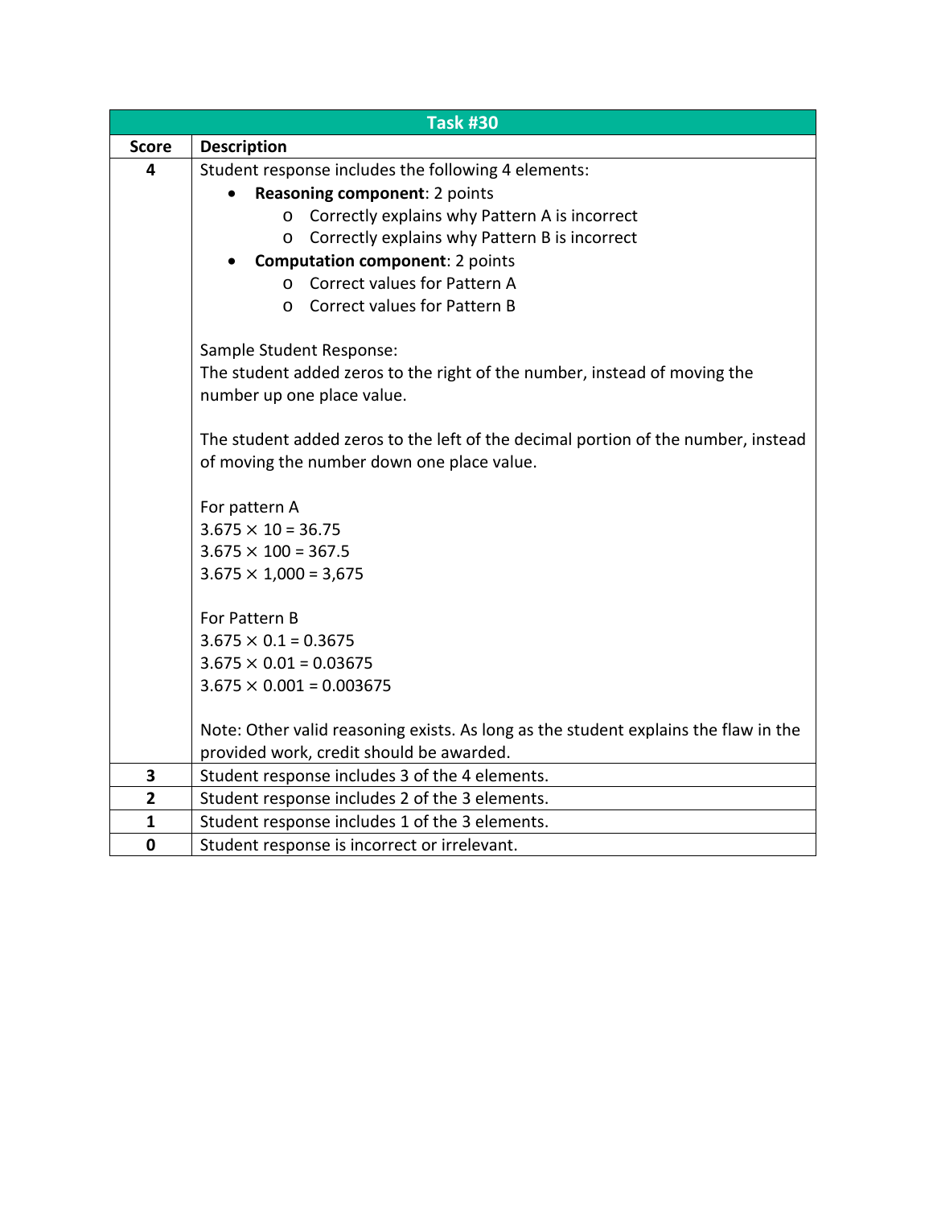| Task #30 | |
|---|---|
| **Score** | **Description** |
| **4** | Student response includes the following 4 elements:<br>• **Reasoning component**: 2 points<br>  o Correctly explains why Pattern A is incorrect<br>  o Correctly explains why Pattern B is incorrect<br>• **Computation component**: 2 points<br>  o Correct values for Pattern A<br>  o Correct values for Pattern B<br><br>Sample Student Response:<br>The student added zeros to the right of the number, instead of moving the number up one place value.<br><br>The student added zeros to the left of the decimal portion of the number, instead of moving the number down one place value.<br><br>For pattern A<br>$3.675 \times 10 = 36.75$<br>$3.675 \times 100 = 367.5$<br>$3.675 \times 1{,}000 = 3{,}675$<br><br>For Pattern B<br>$3.675 \times 0.1 = 0.3675$<br>$3.675 \times 0.01 = 0.03675$<br>$3.675 \times 0.001 = 0.003675$<br><br>Note: Other valid reasoning exists. As long as the student explains the flaw in the provided work, credit should be awarded. |
| **3** | Student response includes 3 of the 4 elements. |
| **2** | Student response includes 2 of the 3 elements. |
| **1** | Student response includes 1 of the 3 elements. |
| **0** | Student response is incorrect or irrelevant. |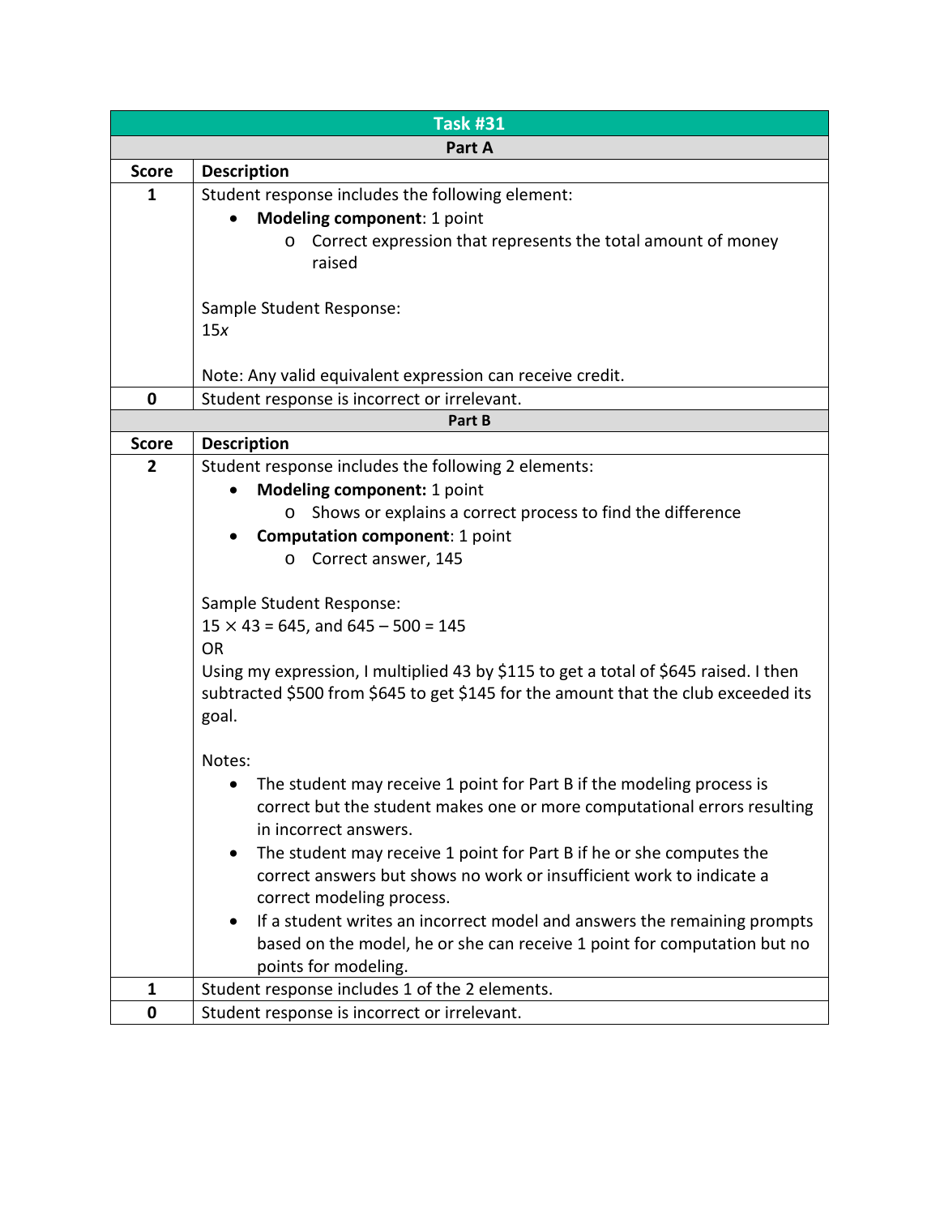## Task #31

### Part A

| Score | Description |
|---|---|
| **1** | Student response includes the following element:<br>• **Modeling component**: 1 point<br>  o Correct expression that represents the total amount of money raised<br><br>Sample Student Response:<br>$15x$<br><br>Note: Any valid equivalent expression can receive credit. |
| **0** | Student response is incorrect or irrelevant. |

### Part B

| Score | Description |
|---|---|
| **2** | Student response includes the following 2 elements:<br>• **Modeling component:** 1 point<br>  o Shows or explains a correct process to find the difference<br>• **Computation component**: 1 point<br>  o Correct answer, 145<br><br>Sample Student Response:<br>$15 \times 43 = 645$, and $645 - 500 = 145$<br>OR<br>Using my expression, I multiplied 43 by $115 to get a total of $645 raised. I then subtracted $500 from $645 to get $145 for the amount that the club exceeded its goal.<br><br>Notes:<br>• The student may receive 1 point for Part B if the modeling process is correct but the student makes one or more computational errors resulting in incorrect answers.<br>• The student may receive 1 point for Part B if he or she computes the correct answers but shows no work or insufficient work to indicate a correct modeling process.<br>• If a student writes an incorrect model and answers the remaining prompts based on the model, he or she can receive 1 point for computation but no points for modeling. |
| **1** | Student response includes 1 of the 2 elements. |
| **0** | Student response is incorrect or irrelevant. |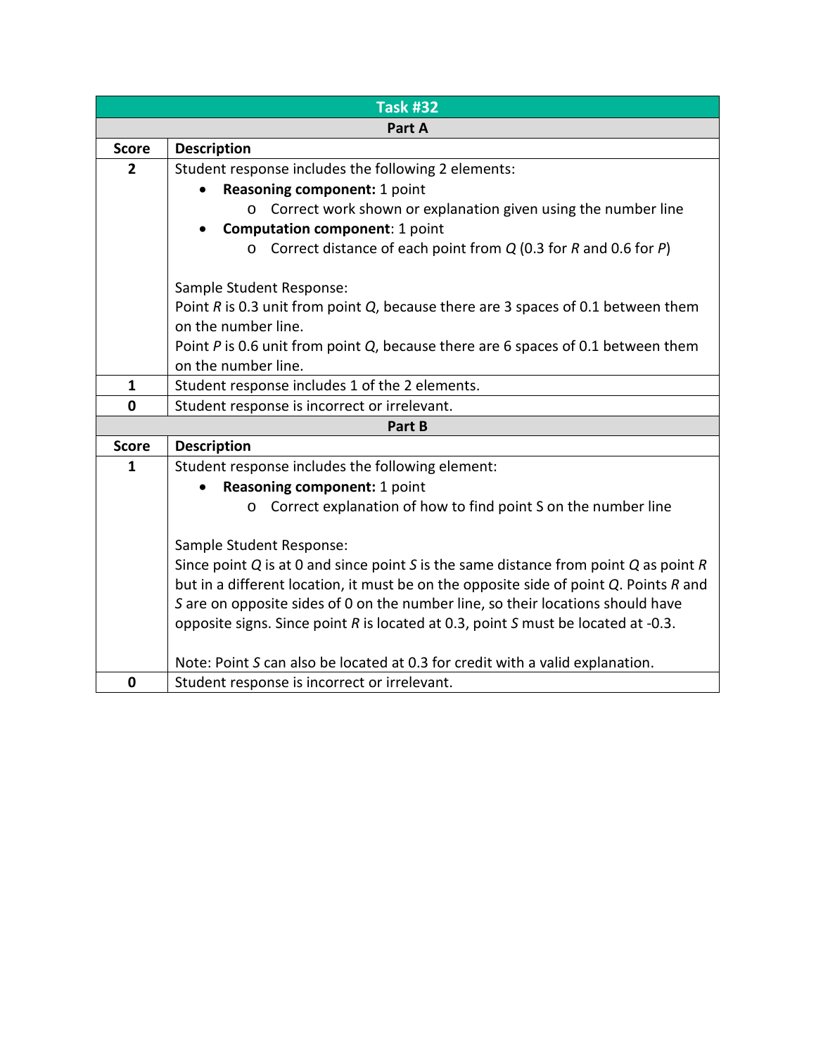## Task #32

### Part A

| Score | Description |
|---|---|
| **2** | Student response includes the following 2 elements:<br>• **Reasoning component:** 1 point<br>&nbsp;&nbsp;&nbsp;&nbsp;o Correct work shown or explanation given using the number line<br>• **Computation component**: 1 point<br>&nbsp;&nbsp;&nbsp;&nbsp;o Correct distance of each point from *Q* (0.3 for *R* and 0.6 for *P*)<br><br>Sample Student Response:<br>Point *R* is 0.3 unit from point *Q*, because there are 3 spaces of 0.1 between them on the number line.<br>Point *P* is 0.6 unit from point *Q*, because there are 6 spaces of 0.1 between them on the number line. |
| **1** | Student response includes 1 of the 2 elements. |
| **0** | Student response is incorrect or irrelevant. |

### Part B

| Score | Description |
|---|---|
| **1** | Student response includes the following element:<br>• **Reasoning component:** 1 point<br>&nbsp;&nbsp;&nbsp;&nbsp;o Correct explanation of how to find point S on the number line<br><br>Sample Student Response:<br>Since point *Q* is at 0 and since point *S* is the same distance from point *Q* as point *R* but in a different location, it must be on the opposite side of point *Q*. Points *R* and *S* are on opposite sides of 0 on the number line, so their locations should have opposite signs. Since point *R* is located at 0.3, point *S* must be located at -0.3.<br><br>Note: Point *S* can also be located at 0.3 for credit with a valid explanation. |
| **0** | Student response is incorrect or irrelevant. |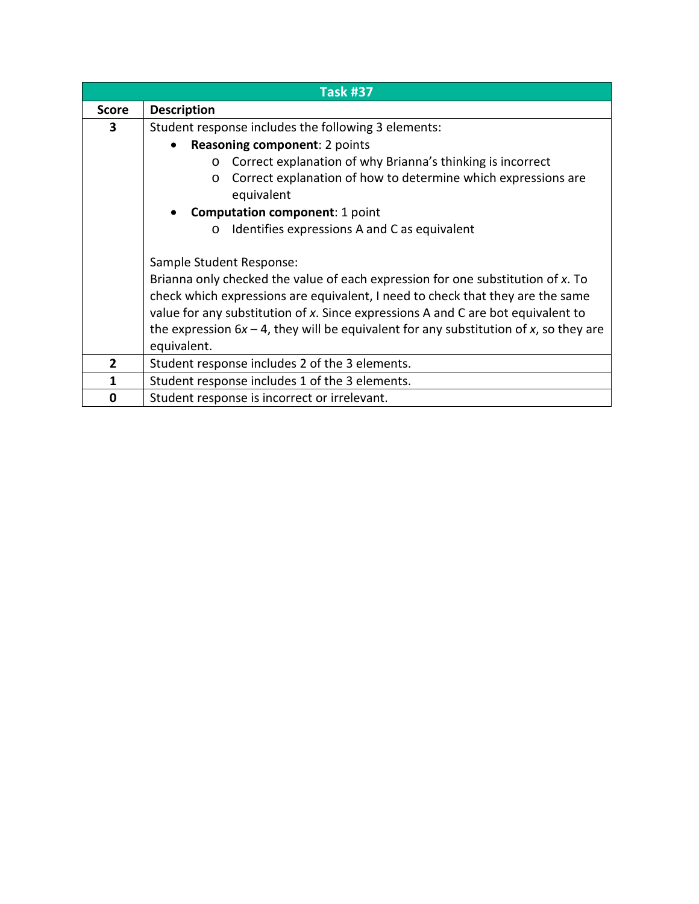| Task #37 | |
|---|---|
| **Score** | **Description** |
| **3** | Student response includes the following 3 elements:<br>• **Reasoning component**: 2 points<br>  o Correct explanation of why Brianna's thinking is incorrect<br>  o Correct explanation of how to determine which expressions are equivalent<br>• **Computation component**: 1 point<br>  o Identifies expressions A and C as equivalent<br><br>Sample Student Response:<br>Brianna only checked the value of each expression for one substitution of *x*. To check which expressions are equivalent, I need to check that they are the same value for any substitution of *x*. Since expressions A and C are bot equivalent to the expression $6x – 4$, they will be equivalent for any substitution of *x*, so they are equivalent. |
| **2** | Student response includes 2 of the 3 elements. |
| **1** | Student response includes 1 of the 3 elements. |
| **0** | Student response is incorrect or irrelevant. |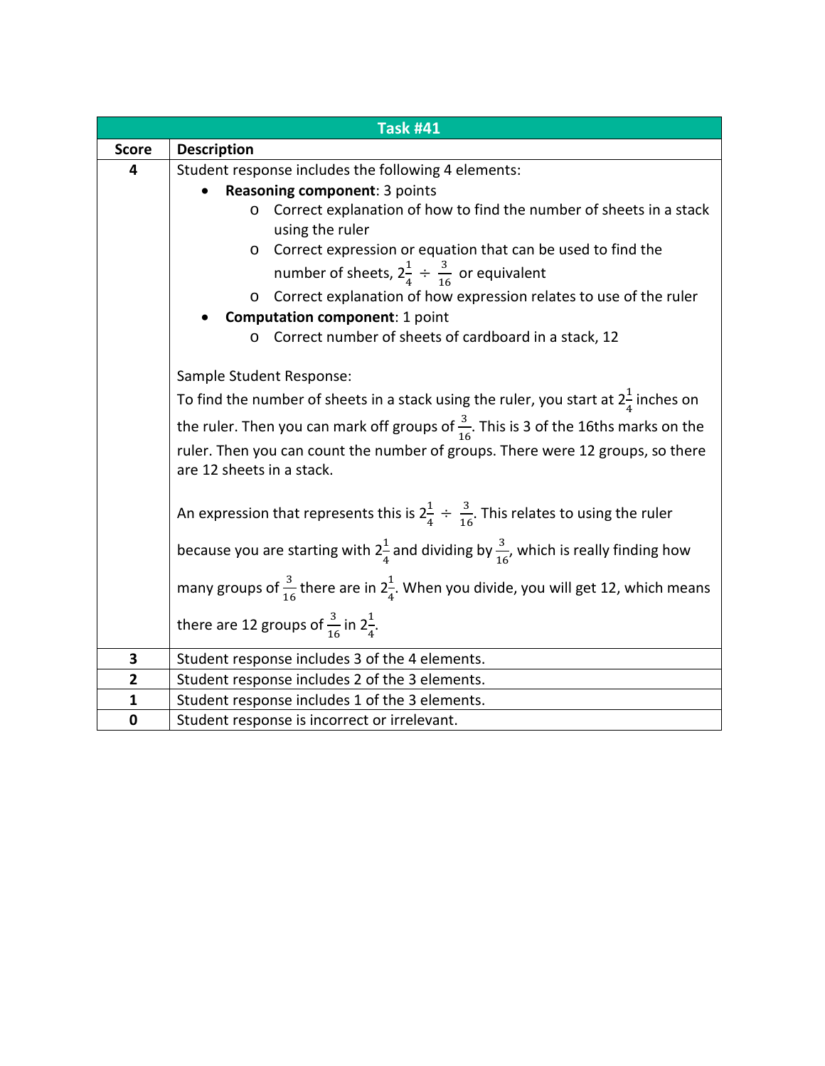| Task #41 | |
|---|---|
| **Score** | **Description** |
| **4** | Student response includes the following 4 elements:<br>• **Reasoning component**: 3 points<br>  o Correct explanation of how to find the number of sheets in a stack using the ruler<br>  o Correct expression or equation that can be used to find the number of sheets, $2\frac{1}{4} \div \frac{3}{16}$ or equivalent<br>  o Correct explanation of how expression relates to use of the ruler<br>• **Computation component**: 1 point<br>  o Correct number of sheets of cardboard in a stack, 12<br><br>Sample Student Response:<br>To find the number of sheets in a stack using the ruler, you start at $2\frac{1}{4}$ inches on the ruler. Then you can mark off groups of $\frac{3}{16}$. This is 3 of the 16ths marks on the ruler. Then you can count the number of groups. There were 12 groups, so there are 12 sheets in a stack.<br><br>An expression that represents this is $2\frac{1}{4} \div \frac{3}{16}$. This relates to using the ruler because you are starting with $2\frac{1}{4}$ and dividing by $\frac{3}{16}$, which is really finding how many groups of $\frac{3}{16}$ there are in $2\frac{1}{4}$. When you divide, you will get 12, which means there are 12 groups of $\frac{3}{16}$ in $2\frac{1}{4}$. |
| **3** | Student response includes 3 of the 4 elements. |
| **2** | Student response includes 2 of the 3 elements. |
| **1** | Student response includes 1 of the 3 elements. |
| **0** | Student response is incorrect or irrelevant. |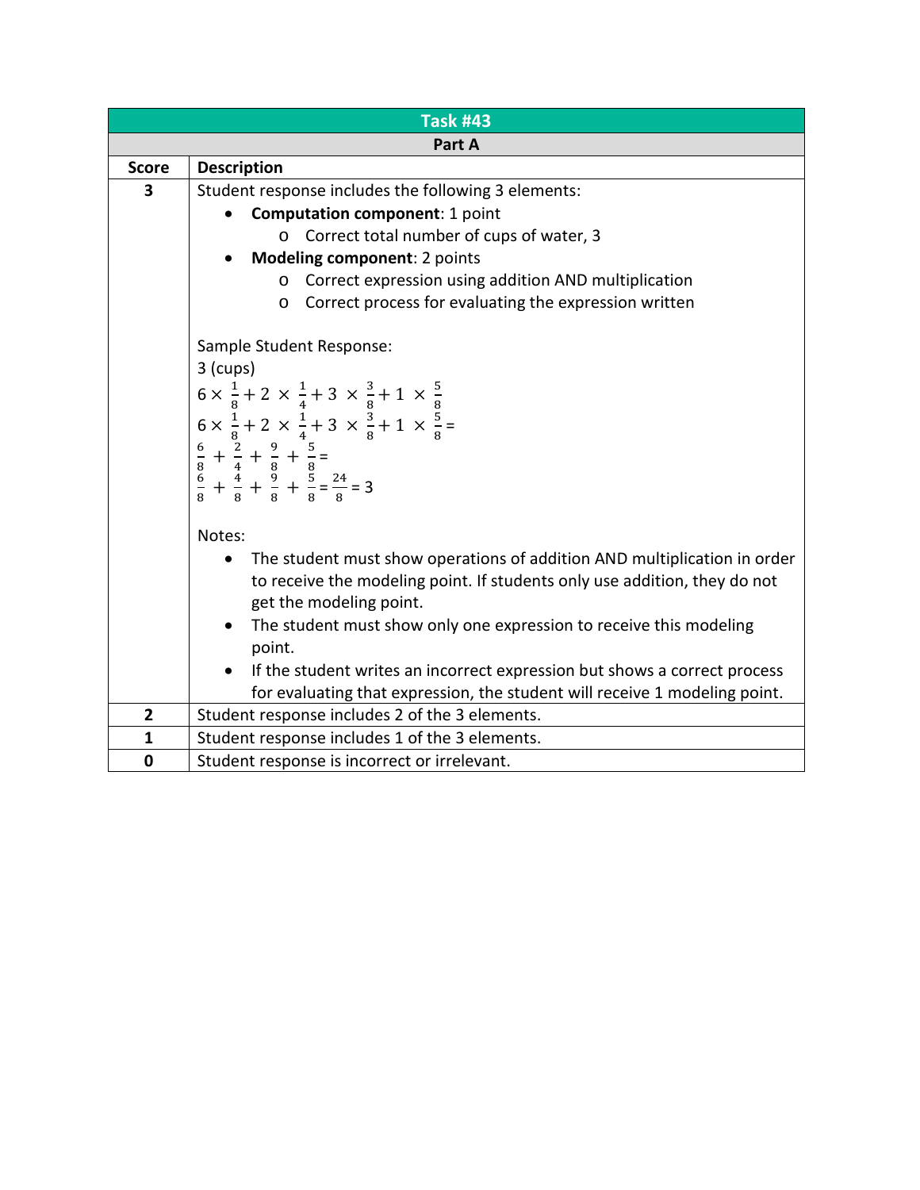| Task #43 | |
|---|---|
| **Part A** | |
| **Score** | **Description** |
| **3** | Student response includes the following 3 elements:<br>• **Computation component**: 1 point<br>  o Correct total number of cups of water, 3<br>• **Modeling component**: 2 points<br>  o Correct expression using addition AND multiplication<br>  o Correct process for evaluating the expression written<br><br>Sample Student Response:<br>3 (cups)<br>$6 \times \frac{1}{8} + 2 \times \frac{1}{4} + 3 \times \frac{3}{8} + 1 \times \frac{5}{8}$<br>$6 \times \frac{1}{8} + 2 \times \frac{1}{4} + 3 \times \frac{3}{8} + 1 \times \frac{5}{8} =$<br>$\frac{6}{8} + \frac{2}{4} + \frac{9}{8} + \frac{5}{8} =$<br>$\frac{6}{8} + \frac{4}{8} + \frac{9}{8} + \frac{5}{8} = \frac{24}{8} = 3$<br><br>Notes:<br>• The student must show operations of addition AND multiplication in order to receive the modeling point. If students only use addition, they do not get the modeling point.<br>• The student must show only one expression to receive this modeling point.<br>• If the student writes an incorrect expression but shows a correct process for evaluating that expression, the student will receive 1 modeling point. |
| **2** | Student response includes 2 of the 3 elements. |
| **1** | Student response includes 1 of the 3 elements. |
| **0** | Student response is incorrect or irrelevant. |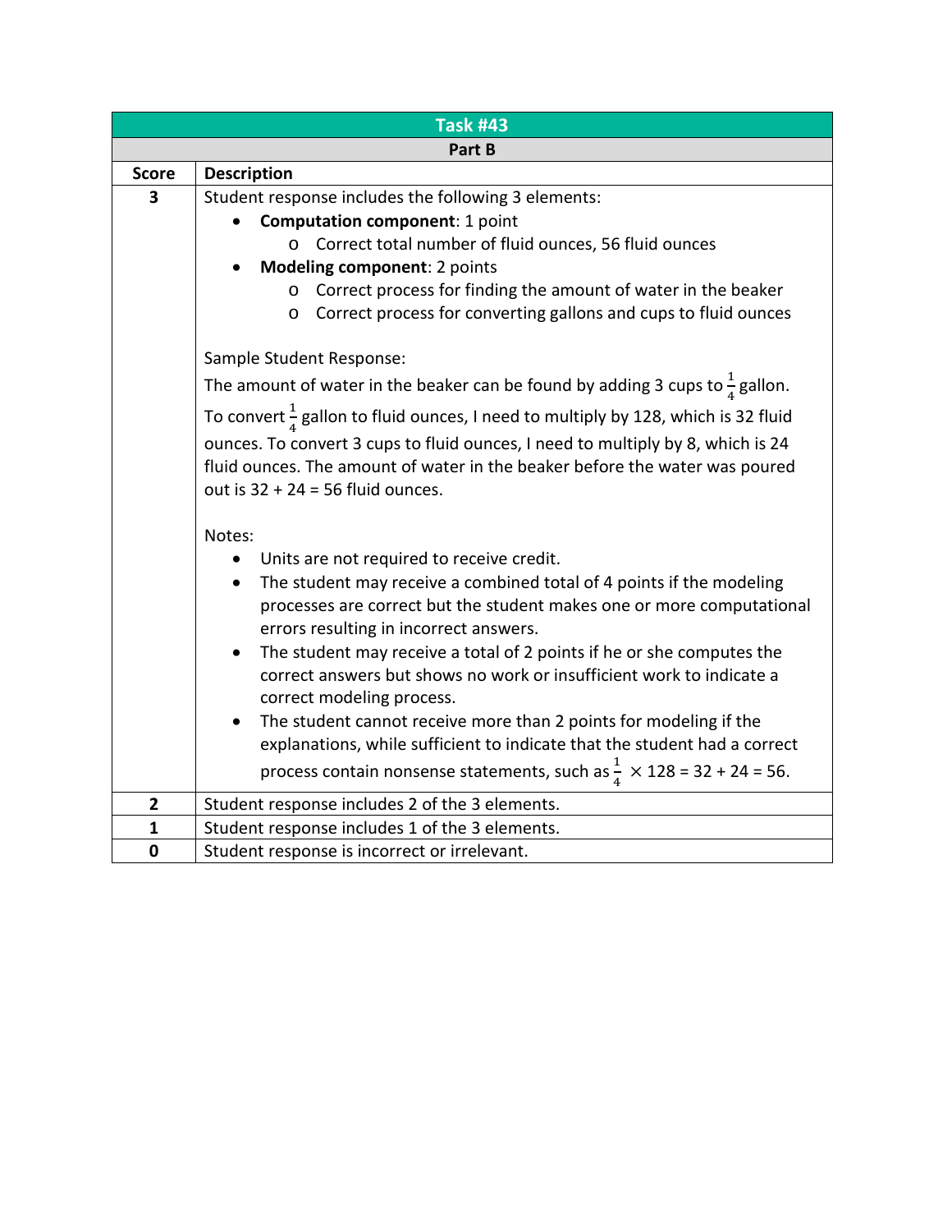| Task #43 | |
|---|---|
| **Part B** | |
| **Score** | **Description** |
| **3** | Student response includes the following 3 elements:<br>• **Computation component**: 1 point<br>  o Correct total number of fluid ounces, 56 fluid ounces<br>• **Modeling component**: 2 points<br>  o Correct process for finding the amount of water in the beaker<br>  o Correct process for converting gallons and cups to fluid ounces<br><br>Sample Student Response:<br>The amount of water in the beaker can be found by adding 3 cups to $\frac{1}{4}$ gallon. To convert $\frac{1}{4}$ gallon to fluid ounces, I need to multiply by 128, which is 32 fluid ounces. To convert 3 cups to fluid ounces, I need to multiply by 8, which is 24 fluid ounces. The amount of water in the beaker before the water was poured out is 32 + 24 = 56 fluid ounces.<br><br>Notes:<br>• Units are not required to receive credit.<br>• The student may receive a combined total of 4 points if the modeling processes are correct but the student makes one or more computational errors resulting in incorrect answers.<br>• The student may receive a total of 2 points if he or she computes the correct answers but shows no work or insufficient work to indicate a correct modeling process.<br>• The student cannot receive more than 2 points for modeling if the explanations, while sufficient to indicate that the student had a correct process contain nonsense statements, such as $\frac{1}{4} \times 128 = 32 + 24 = 56$. |
| **2** | Student response includes 2 of the 3 elements. |
| **1** | Student response includes 1 of the 3 elements. |
| **0** | Student response is incorrect or irrelevant. |